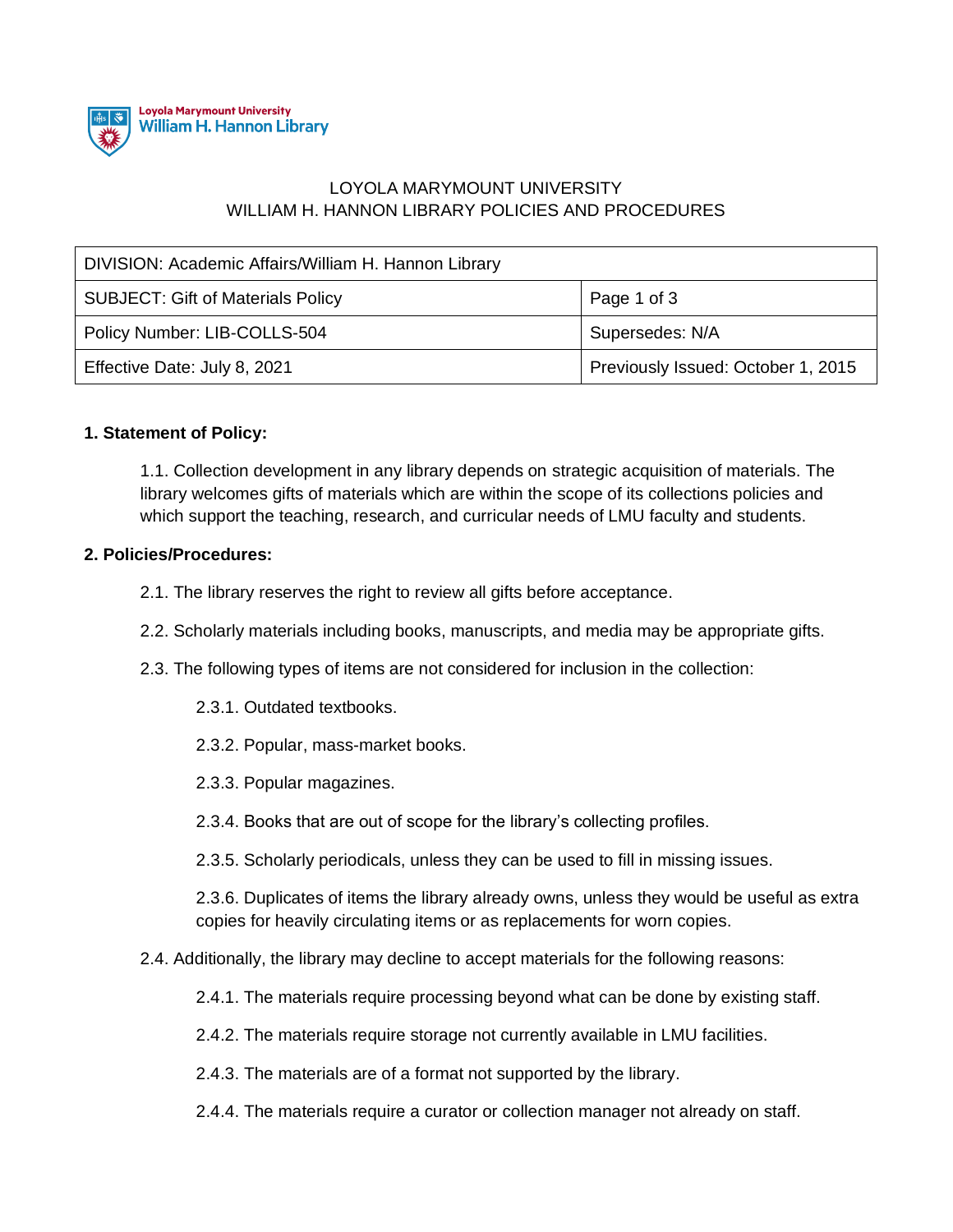Loyola Marymount University
William H. Hannon Library

LOYOLA MARYMOUNT UNIVERSITY
WILLIAM H. HANNON LIBRARY POLICIES AND PROCEDURES

| DIVISION: Academic Affairs/William H. Hannon Library | |
| --- | --- |
| SUBJECT: Gift of Materials Policy | Page 1 of 3 |
| Policy Number: LIB-COLLS-504 | Supersedes: N/A |
| Effective Date: July 8, 2021 | Previously Issued: October 1, 2015 |

**1. Statement of Policy:**

1.1. Collection development in any library depends on strategic acquisition of materials. The library welcomes gifts of materials which are within the scope of its collections policies and which support the teaching, research, and curricular needs of LMU faculty and students.

**2. Policies/Procedures:**

2.1. The library reserves the right to review all gifts before acceptance.

2.2. Scholarly materials including books, manuscripts, and media may be appropriate gifts.

2.3. The following types of items are not considered for inclusion in the collection:

2.3.1. Outdated textbooks.

2.3.2. Popular, mass-market books.

2.3.3. Popular magazines.

2.3.4. Books that are out of scope for the library's collecting profiles.

2.3.5. Scholarly periodicals, unless they can be used to fill in missing issues.

2.3.6. Duplicates of items the library already owns, unless they would be useful as extra copies for heavily circulating items or as replacements for worn copies.

2.4. Additionally, the library may decline to accept materials for the following reasons:

2.4.1. The materials require processing beyond what can be done by existing staff.

2.4.2. The materials require storage not currently available in LMU facilities.

2.4.3. The materials are of a format not supported by the library.

2.4.4. The materials require a curator or collection manager not already on staff.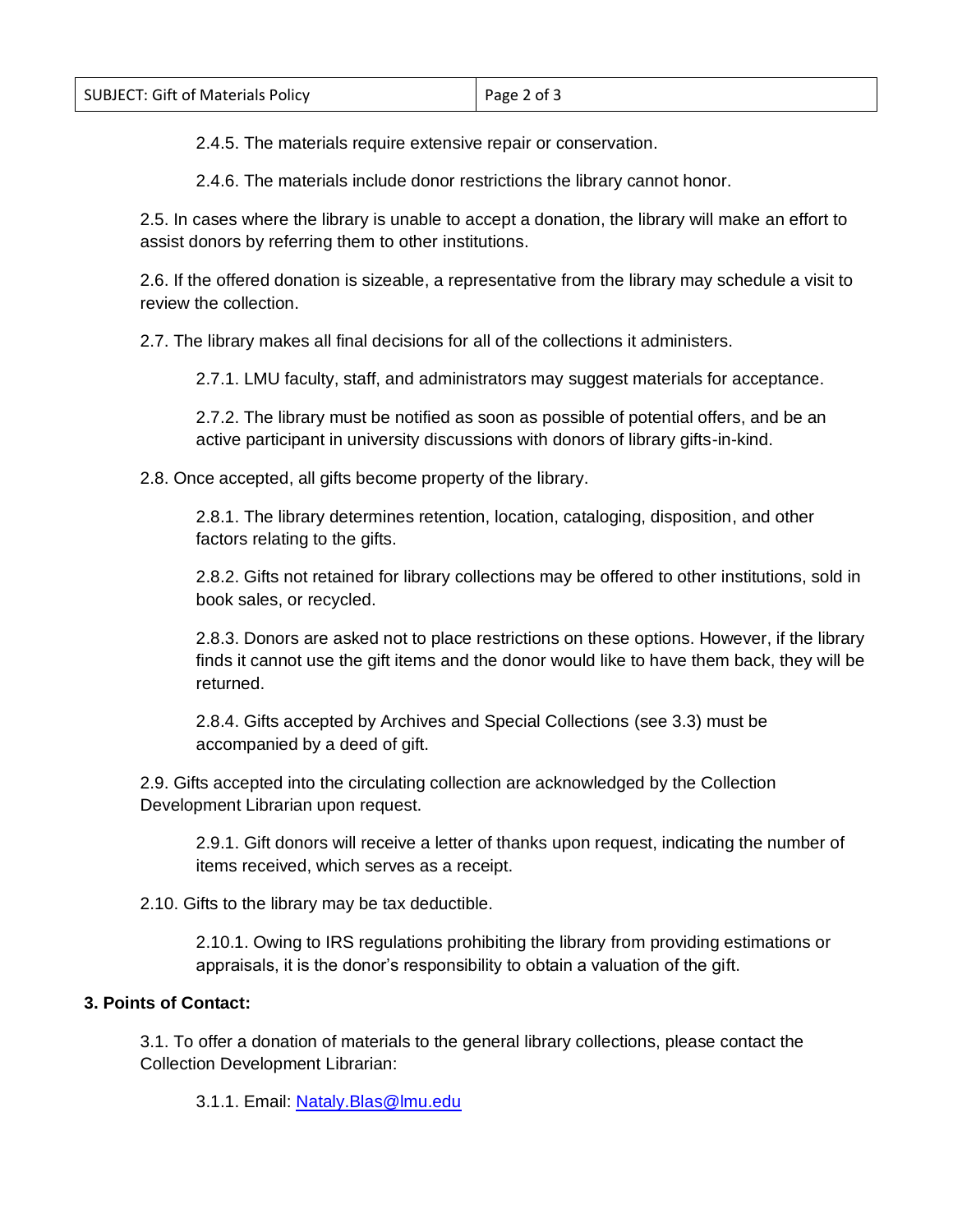2.4.5. The materials require extensive repair or conservation.

2.4.6. The materials include donor restrictions the library cannot honor.

2.5. In cases where the library is unable to accept a donation, the library will make an effort to assist donors by referring them to other institutions.

2.6. If the offered donation is sizeable, a representative from the library may schedule a visit to review the collection.

2.7. The library makes all final decisions for all of the collections it administers.

2.7.1. LMU faculty, staff, and administrators may suggest materials for acceptance.

2.7.2. The library must be notified as soon as possible of potential offers, and be an active participant in university discussions with donors of library gifts-in-kind.

2.8. Once accepted, all gifts become property of the library.

2.8.1. The library determines retention, location, cataloging, disposition, and other factors relating to the gifts.

2.8.2. Gifts not retained for library collections may be offered to other institutions, sold in book sales, or recycled.

2.8.3. Donors are asked not to place restrictions on these options. However, if the library finds it cannot use the gift items and the donor would like to have them back, they will be returned.

2.8.4. Gifts accepted by Archives and Special Collections (see 3.3) must be accompanied by a deed of gift.

2.9. Gifts accepted into the circulating collection are acknowledged by the Collection Development Librarian upon request.

2.9.1. Gift donors will receive a letter of thanks upon request, indicating the number of items received, which serves as a receipt.

2.10. Gifts to the library may be tax deductible.

2.10.1. Owing to IRS regulations prohibiting the library from providing estimations or appraisals, it is the donor's responsibility to obtain a valuation of the gift.

**3. Points of Contact:**

3.1. To offer a donation of materials to the general library collections, please contact the Collection Development Librarian:

3.1.1. Email: Nataly.Blas@lmu.edu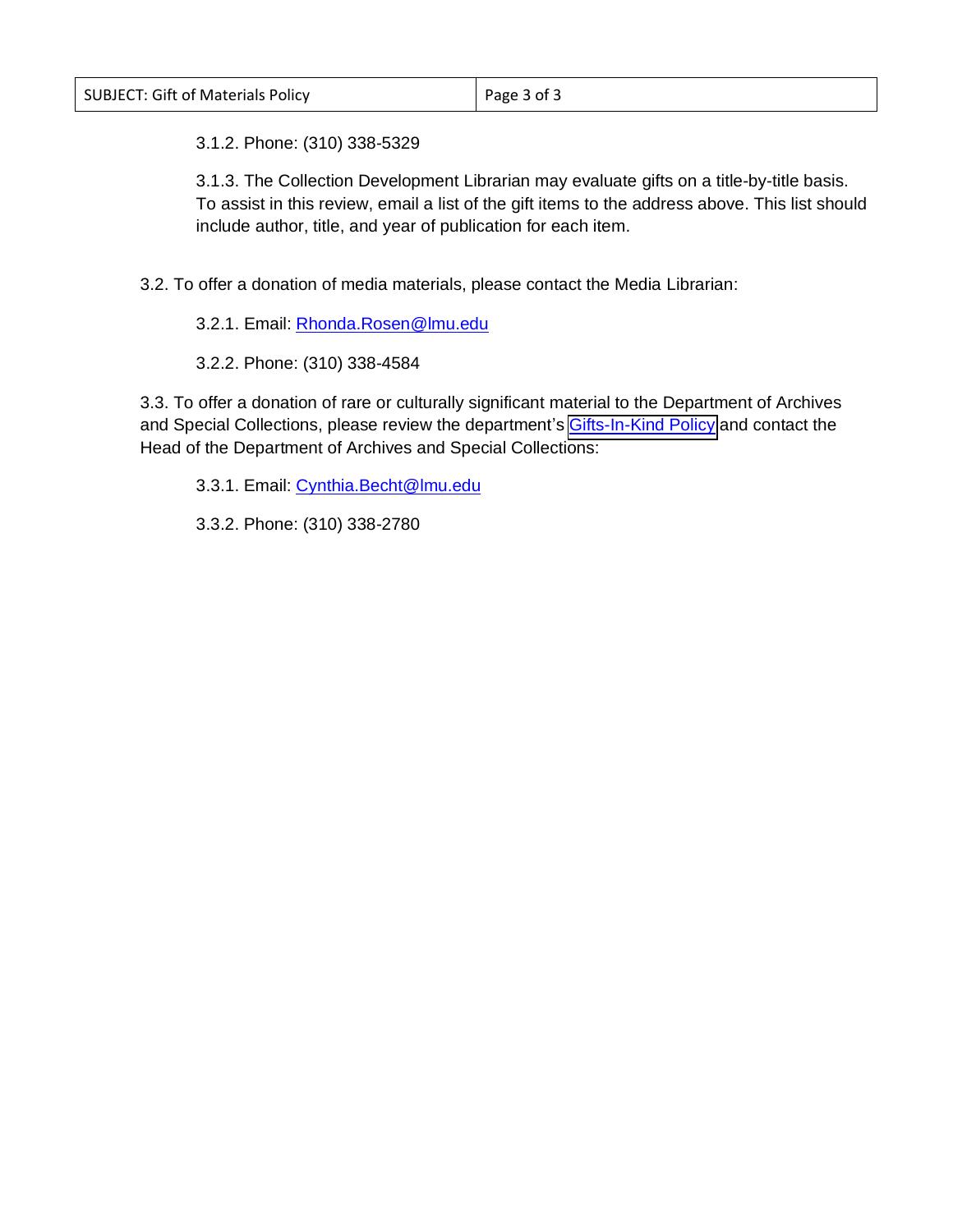3.1.2. Phone: (310) 338-5329

3.1.3. The Collection Development Librarian may evaluate gifts on a title-by-title basis. To assist in this review, email a list of the gift items to the address above. This list should include author, title, and year of publication for each item.

3.2. To offer a donation of media materials, please contact the Media Librarian:

3.2.1. Email: Rhonda.Rosen@lmu.edu

3.2.2. Phone: (310) 338-4584

3.3. To offer a donation of rare or culturally significant material to the Department of Archives and Special Collections, please review the department's Gifts-In-Kind Policy and contact the Head of the Department of Archives and Special Collections:

3.3.1. Email: Cynthia.Becht@lmu.edu

3.3.2. Phone: (310) 338-2780